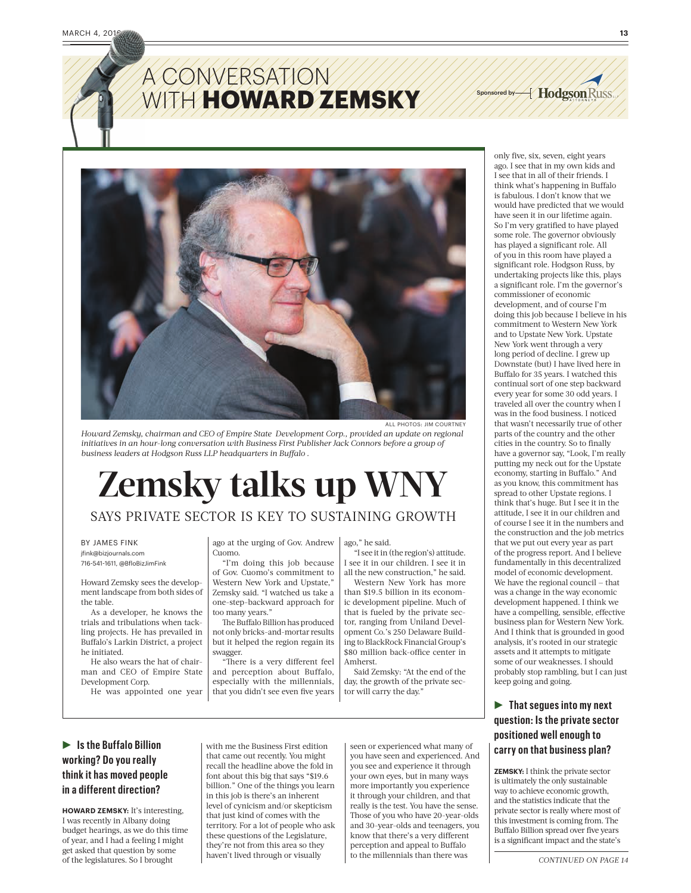# A CONVERSATION WITH **HOWARD ZEMSKY**

Sponsored by Hodgson Russ LLP

ALL PHOTOS: JIM COURTNEY

*Howard Zemsky, chairman and CEO of Empire State Development Corp., provided an update on regional initiatives in an hour-long conversation with Business First Publisher Jack Connors before a group of business leaders at Hodgson Russ LLP headquarters in Buffalo .*

# Zemsky talks up WNY

## SAYS PRIVATE SECTOR IS KEY TO SUSTAINING GROWTH

BY JAMES FINK
jfink@bizjournals.com
716-541-1611, @BfloBizJimFink

Howard Zemsky sees the development landscape from both sides of the table.

As a developer, he knows the trials and tribulations when tackling projects. He has prevailed in Buffalo's Larkin District, a project he initiated.

He also wears the hat of chairman and CEO of Empire State Development Corp.

He was appointed one year ago at the urging of Gov. Andrew Cuomo.

"I'm doing this job because of Gov. Cuomo's commitment to Western New York and Upstate," Zemsky said. "I watched us take a one-step-backward approach for too many years."

The Buffalo Billion has produced not only bricks-and-mortar results but it helped the region regain its swagger.

"There is a very different feel and perception about Buffalo, especially with the millennials, that you didn't see even five years ago," he said.

"I see it in (the region's) attitude. I see it in our children. I see it in all the new construction," he said.

Western New York has more than $19.5 billion in its economic development pipeline. Much of that is fueled by the private sector, ranging from Uniland Development Co.'s 250 Delaware Building to BlackRock Financial Group's $80 million back-office center in Amherst.

Said Zemsky: "At the end of the day, the growth of the private sector will carry the day."

### ► Is the Buffalo Billion working? Do you really think it has moved people in a different direction?

**HOWARD ZEMSKY:** It's interesting, I was recently in Albany doing budget hearings, as we do this time of year, and I had a feeling I might get asked that question by some of the legislatures. So I brought with me the Business First edition that came out recently. You might recall the headline above the fold in font about this big that says "$19.6 billion." One of the things you learn in this job is there's an inherent level of cynicism and/or skepticism that just kind of comes with the territory. For a lot of people who ask these questions of the Legislature, they're not from this area so they haven't lived through or visually seen or experienced what many of you have seen and experienced. And you see and experience it through your own eyes, but in many ways more importantly you experience it through your children, and that really is the test. You have the sense. Those of you who have 20-year-olds and 30-year-olds and teenagers, you know that there's a very different perception and appeal to Buffalo to the millennials than there was only five, six, seven, eight years ago. I see that in my own kids and I see that in all of their friends. I think what's happening in Buffalo is fabulous. I don't know that we would have predicted that we would have seen it in our lifetime again. So I'm very gratified to have played some role. The governor obviously has played a significant role. All of you in this room have played a significant role. Hodgson Russ, by undertaking projects like this, plays a significant role. I'm the governor's commissioner of economic development, and of course I'm doing this job because I believe in his commitment to Western New York and to Upstate New York. Upstate New York went through a very long period of decline. I grew up Downstate (but) I have lived here in Buffalo for 35 years. I watched this continual sort of one step backward every year for some 30 odd years. I traveled all over the country when I was in the food business. I noticed that wasn't necessarily true of other parts of the country and the other cities in the country. So to finally have a governor say, "Look, I'm really putting my neck out for the Upstate economy, starting in Buffalo." And as you know, this commitment has spread to other Upstate regions. I think that's huge. But I see it in the attitude, I see it in our children and of course I see it in the numbers and the construction and the job metrics that we put out every year as part of the progress report. And I believe fundamentally in this decentralized model of economic development. We have the regional council – that was a change in the way economic development happened. I think we have a compelling, sensible, effective business plan for Western New York. And I think that is grounded in good analysis, it's rooted in our strategic assets and it attempts to mitigate some of our weaknesses. I should probably stop rambling, but I can just keep going and going.

### ► That segues into my next question: Is the private sector positioned well enough to carry on that business plan?

**ZEMSKY:** I think the private sector is ultimately the only sustainable way to achieve economic growth, and the statistics indicate that the private sector is really where most of this investment is coming from. The Buffalo Billion spread over five years is a significant impact and the state's

*CONTINUED ON PAGE 14*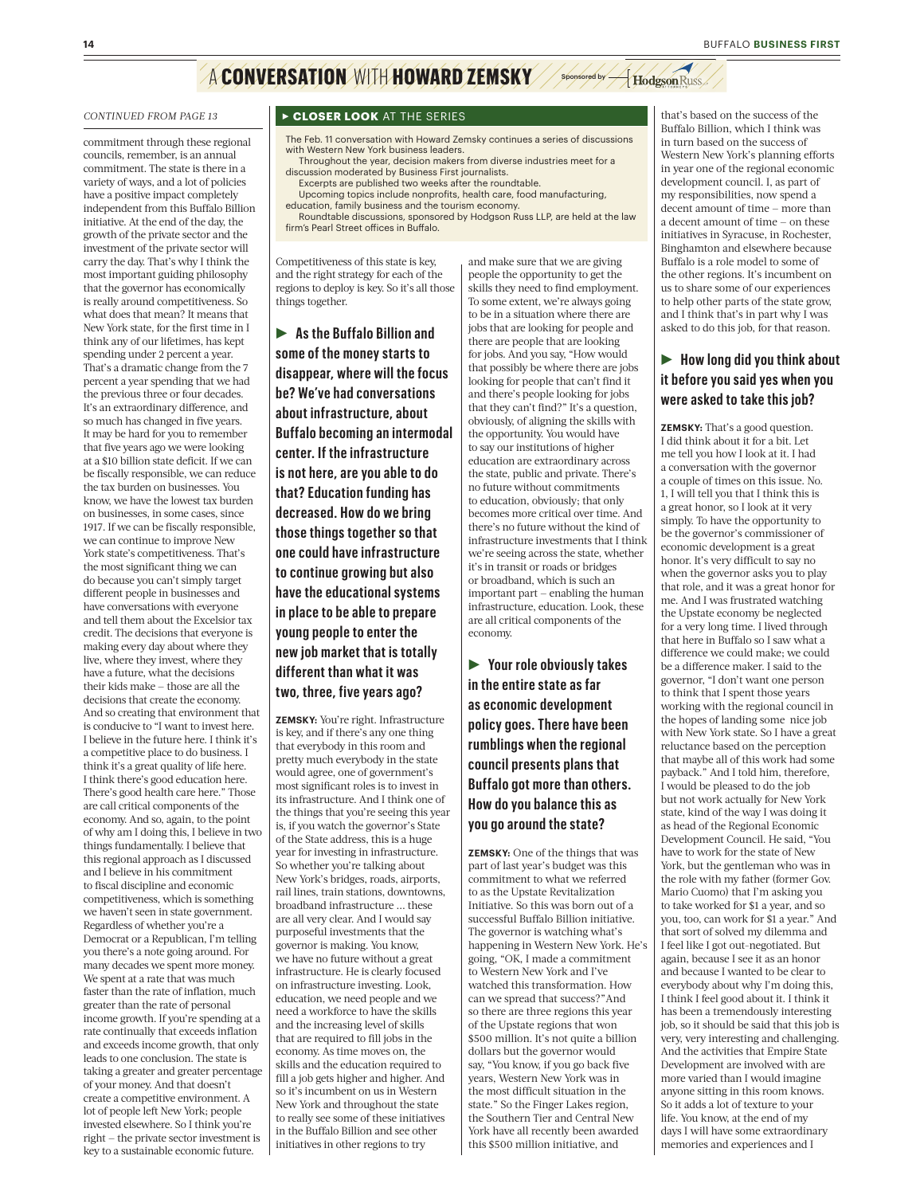# A CONVERSATION WITH HOWARD ZEMSKY

*CONTINUED FROM PAGE 13*

commitment through these regional councils, remember, is an annual commitment. The state is there in a variety of ways, and a lot of policies have a positive impact completely independent from this Buffalo Billion initiative. At the end of the day, the growth of the private sector and the investment of the private sector will carry the day. That's why I think the most important guiding philosophy that the governor has economically is really around competitiveness. So what does that mean? It means that New York state, for the first time in I think any of our lifetimes, has kept spending under 2 percent a year. That's a dramatic change from the 7 percent a year spending that we had the previous three or four decades. It's an extraordinary difference, and so much has changed in five years. It may be hard for you to remember that five years ago we were looking at a $10 billion state deficit. If we can be fiscally responsible, we can reduce the tax burden on businesses. You know, we have the lowest tax burden on businesses, in some cases, since 1917. If we can be fiscally responsible, we can continue to improve New York state's competitiveness. That's the most significant thing we can do because you can't simply target different people in businesses and have conversations with everyone and tell them about the Excelsior tax credit. The decisions that everyone is making every day about where they live, where they invest, where they have a future, what the decisions their kids make – those are all the decisions that create the economy. And so creating that environment that is conducive to "I want to invest here. I believe in the future here. I think it's a competitive place to do business. I think it's a great quality of life here. I think there's good education here. There's good health care here." Those are call critical components of the economy. And so, again, to the point of why am I doing this, I believe in two things fundamentally. I believe that this regional approach as I discussed and I believe in his commitment to fiscal discipline and economic competitiveness, which is something we haven't seen in state government. Regardless of whether you're a Democrat or a Republican, I'm telling you there's a note going around. For many decades we spent more money. We spent at a rate that was much faster than the rate of inflation, much greater than the rate of personal income growth. If you're spending at a rate continually that exceeds inflation and exceeds income growth, that only leads to one conclusion. The state is taking a greater and greater percentage of your money. And that doesn't create a competitive environment. A lot of people left New York; people invested elsewhere. So I think you're right – the private sector investment is key to a sustainable economic future. Competitiveness of this state is key, and the right strategy for each of the regions to deploy is key. So it's all those things together.

> **CLOSER LOOK AT THE SERIES**
>
> The Feb. 11 conversation with Howard Zemsky continues a series of discussions with Western New York business leaders.
>
> Throughout the year, decision makers from diverse industries meet for a discussion moderated by Business First journalists.
>
> Excerpts are published two weeks after the roundtable.
>
> Upcoming topics include nonprofits, health care, food manufacturing, education, family business and the tourism economy.
>
> Roundtable discussions, sponsored by Hodgson Russ LLP, are held at the law firm's Pearl Street offices in Buffalo.

### ► As the Buffalo Billion and some of the money starts to disappear, where will the focus be? We've had conversations about infrastructure, about Buffalo becoming an intermodal center. If the infrastructure is not here, are you able to do that? Education funding has decreased. How do we bring those things together so that one could have infrastructure to continue growing but also have the educational systems in place to be able to prepare young people to enter the new job market that is totally different than what it was two, three, five years ago?

**ZEMSKY:** You're right. Infrastructure is key, and if there's any one thing that everybody in this room and pretty much everybody in the state would agree, one of government's most significant roles is to invest in its infrastructure. And I think one of the things that you're seeing this year is, if you watch the governor's State of the State address, this is a huge year for investing in infrastructure. So whether you're talking about New York's bridges, roads, airports, rail lines, train stations, downtowns, broadband infrastructure … these are all very clear. And I would say purposeful investments that the governor is making. You know, we have no future without a great infrastructure. He is clearly focused on infrastructure investing. Look, education, we need people and we need a workforce to have the skills and the increasing level of skills that are required to fill jobs in the economy. As time moves on, the skills and the education required to fill a job gets higher and higher. And so it's incumbent on us in Western New York and throughout the state to really see some of these initiatives in the Buffalo Billion and see other initiatives in other regions to try and make sure that we are giving people the opportunity to get the skills they need to find employment. To some extent, we're always going to be in a situation where there are jobs that are looking for people and there are people that are looking for jobs. And you say, "How would that possibly be where there are jobs looking for people that can't find it and there's people looking for jobs that they can't find?" It's a question, obviously, of aligning the skills with the opportunity. You would have to say our institutions of higher education are extraordinary across the state, public and private. There's no future without commitments to education, obviously; that only becomes more critical over time. And there's no future without the kind of infrastructure investments that I think we're seeing across the state, whether it's in transit or roads or bridges or broadband, which is such an important part – enabling the human infrastructure, education. Look, these are all critical components of the economy.

### ► Your role obviously takes in the entire state as far as economic development policy goes. There have been rumblings when the regional council presents plans that Buffalo got more than others. How do you balance this as you go around the state?

**ZEMSKY:** One of the things that was part of last year's budget was this commitment to what we referred to as the Upstate Revitalization Initiative. So this was born out of a successful Buffalo Billion initiative. The governor is watching what's happening in Western New York. He's going, "OK, I made a commitment to Western New York and I've watched this transformation. How can we spread that success?"And so there are three regions this year of the Upstate regions that won $500 million. It's not quite a billion dollars but the governor would say, "You know, if you go back five years, Western New York was in the most difficult situation in the state." So the Finger Lakes region, the Southern Tier and Central New York have all recently been awarded this $500 million initiative, and that's based on the success of the Buffalo Billion, which I think was in turn based on the success of Western New York's planning efforts in year one of the regional economic development council. I, as part of my responsibilities, now spend a decent amount of time – more than a decent amount of time – on these initiatives in Syracuse, in Rochester, Binghamton and elsewhere because Buffalo is a role model to some of the other regions. It's incumbent on us to share some of our experiences to help other parts of the state grow, and I think that's in part why I was asked to do this job, for that reason.

### ► How long did you think about it before you said yes when you were asked to take this job?

**ZEMSKY:** That's a good question. I did think about it for a bit. Let me tell you how I look at it. I had a conversation with the governor a couple of times on this issue. No. 1, I will tell you that I think this is a great honor, so I look at it very simply. To have the opportunity to be the governor's commissioner of economic development is a great honor. It's very difficult to say no when the governor asks you to play that role, and it was a great honor for me. And I was frustrated watching the Upstate economy be neglected for a very long time. I lived through that here in Buffalo so I saw what a difference we could make; we could be a difference maker. I said to the governor, "I don't want one person to think that I spent those years working with the regional council in the hopes of landing some nice job with New York state. So I have a great reluctance based on the perception that maybe all of this work had some payback." And I told him, therefore, I would be pleased to do the job but not work actually for New York state, kind of the way I was doing it as head of the Regional Economic Development Council. He said, "You have to work for the state of New York, but the gentleman who was in the role with my father (former Gov. Mario Cuomo) that I'm asking you to take worked for $1 a year, and so you, too, can work for $1 a year." And that sort of solved my dilemma and I feel like I got out-negotiated. But again, because I see it as an honor and because I wanted to be clear to everybody about why I'm doing this, I think I feel good about it. I think it has been a tremendously interesting job, so it should be said that this job is very, very interesting and challenging. And the activities that Empire State Development are involved with are more varied than I would imagine anyone sitting in this room knows. So it adds a lot of texture to your life. You know, at the end of my days I will have some extraordinary memories and experiences and I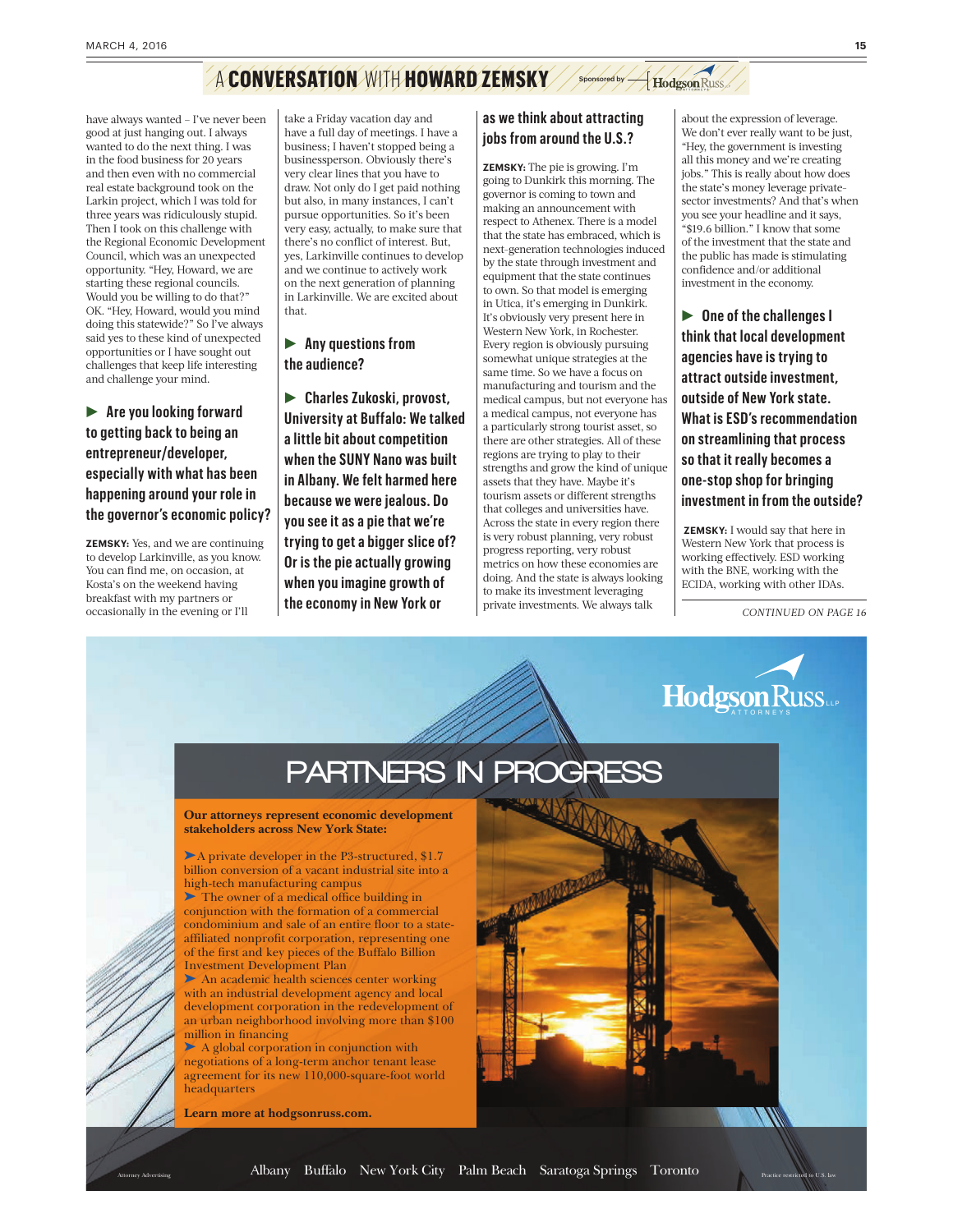## A CONVERSATION WITH HOWARD ZEMSKY

Sponsored by Hodgson Russ

have always wanted – I've never been good at just hanging out. I always wanted to do the next thing. I was in the food business for 20 years and then even with no commercial real estate background took on the Larkin project, which I was told for three years was ridiculously stupid. Then I took on this challenge with the Regional Economic Development Council, which was an unexpected opportunity. "Hey, Howard, we are starting these regional councils. Would you be willing to do that?" OK. "Hey, Howard, would you mind doing this statewide?" So I've always said yes to these kind of unexpected opportunities or I have sought out challenges that keep life interesting and challenge your mind.

**► Are you looking forward to getting back to being an entrepreneur/developer, especially with what has been happening around your role in the governor's economic policy?**

**ZEMSKY:** Yes, and we are continuing to develop Larkinville, as you know. You can find me, on occasion, at Kosta's on the weekend having breakfast with my partners or occasionally in the evening or I'll take a Friday vacation day and have a full day of meetings. I have a business; I haven't stopped being a businessperson. Obviously there's very clear lines that you have to draw. Not only do I get paid nothing but also, in many instances, I can't pursue opportunities. So it's been very easy, actually, to make sure that there's no conflict of interest. But, yes, Larkinville continues to develop and we continue to actively work on the next generation of planning in Larkinville. We are excited about that.

**► Any questions from the audience?**

**► Charles Zukoski, provost, University at Buffalo: We talked a little bit about competition when the SUNY Nano was built in Albany. We felt harmed here because we were jealous. Do you see it as a pie that we're trying to get a bigger slice of? Or is the pie actually growing when you imagine growth of the economy in New York or as we think about attracting jobs from around the U.S.?**

**ZEMSKY:** The pie is growing. I'm going to Dunkirk this morning. The governor is coming to town and making an announcement with respect to Athenex. There is a model that the state has embraced, which is next-generation technologies induced by the state through investment and equipment that the state continues to own. So that model is emerging in Utica, it's emerging in Dunkirk. It's obviously very present here in Western New York, in Rochester. Every region is obviously pursuing somewhat unique strategies at the same time. So we have a focus on manufacturing and tourism and the medical campus, but not everyone has a medical campus, not everyone has a particularly strong tourist asset, so there are other strategies. All of these regions are trying to play to their strengths and grow the kind of unique assets that they have. Maybe it's tourism assets or different strengths that colleges and universities have. Across the state in every region there is very robust planning, very robust progress reporting, very robust metrics on how these economies are doing. And the state is always looking to make its investment leveraging private investments. We always talk about the expression of leverage. We don't ever really want to be just, "Hey, the government is investing all this money and we're creating jobs." This is really about how does the state's money leverage private-sector investments? And that's when you see your headline and it says, "$19.6 billion." I know that some of the investment that the state and the public has made is stimulating confidence and/or additional investment in the economy.

**► One of the challenges I think that local development agencies have is trying to attract outside investment, outside of New York state. What is ESD's recommendation on streamlining that process so that it really becomes a one-stop shop for bringing investment in from the outside?**

**ZEMSKY:** I would say that here in Western New York that process is working effectively. ESD working with the BNE, working with the ECIDA, working with other IDAs.

*CONTINUED ON PAGE 16*

---

Hodgson Russ LLP ATTORNEYS

# PARTNERS IN PROGRESS

**Our attorneys represent economic development stakeholders across New York State:**

- A private developer in the P3-structured, $1.7 billion conversion of a vacant industrial site into a high-tech manufacturing campus
- The owner of a medical office building in conjunction with the formation of a commercial condominium and sale of an entire floor to a state-affiliated nonprofit corporation, representing one of the first and key pieces of the Buffalo Billion Investment Development Plan
- An academic health sciences center working with an industrial development agency and local development corporation in the redevelopment of an urban neighborhood involving more than $100 million in financing
- A global corporation in conjunction with negotiations of a long-term anchor tenant lease agreement for its new 110,000-square-foot world headquarters

**Learn more at hodgsonruss.com.**

Attorney Advertising

Albany Buffalo New York City Palm Beach Saratoga Springs Toronto

Practice restricted to U.S. law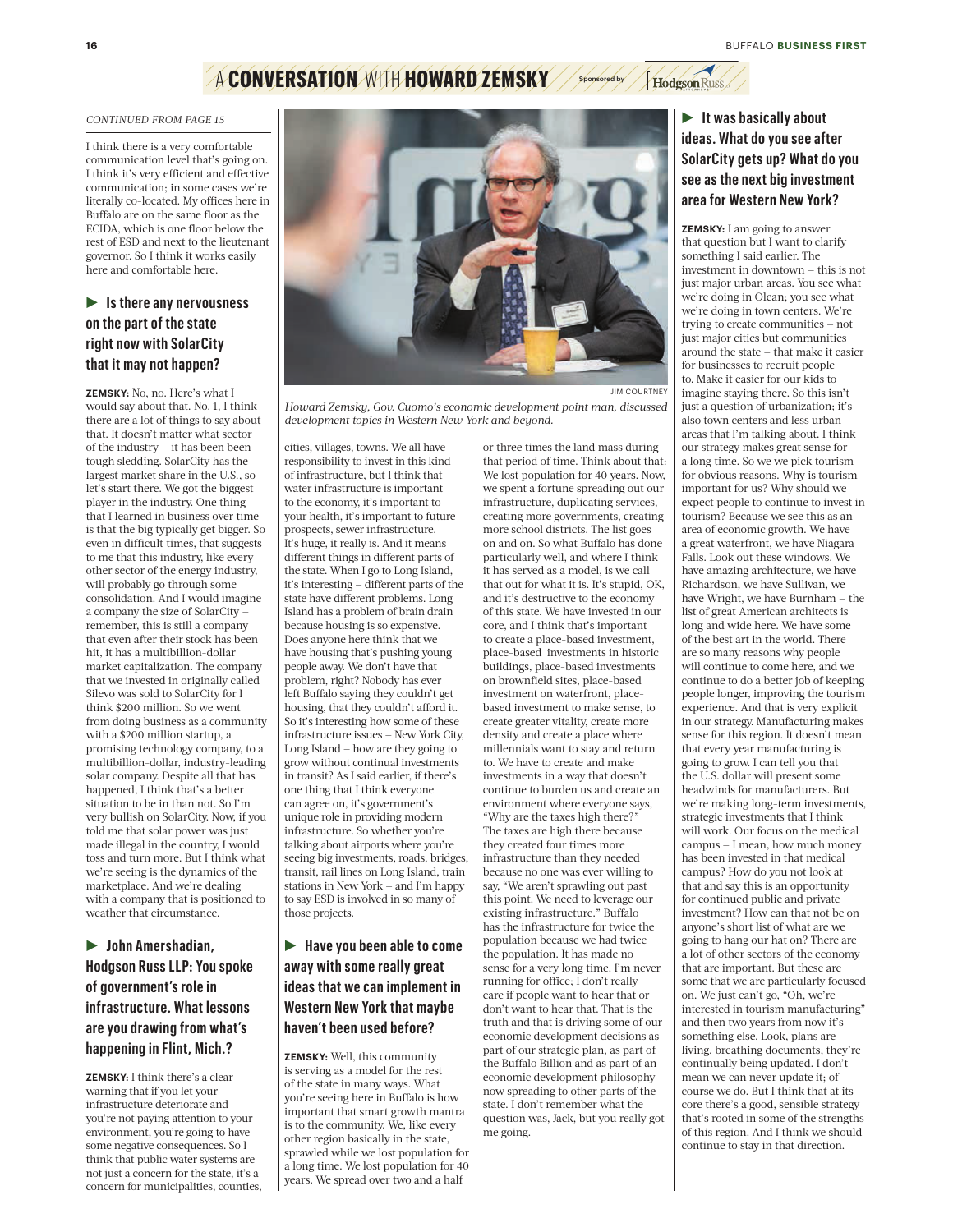# A CONVERSATION WITH HOWARD ZEMSKY

Sponsored by Hodgson Russ

*CONTINUED FROM PAGE 15*

I think there is a very comfortable communication level that's going on. I think it's very efficient and effective communication; in some cases we're literally co-located. My offices here in Buffalo are on the same floor as the ECIDA, which is one floor below the rest of ESD and next to the lieutenant governor. So I think it works easily here and comfortable here.

### ► Is there any nervousness on the part of the state right now with SolarCity that it may not happen?

**ZEMSKY:** No, no. Here's what I would say about that. No. 1, I think there are a lot of things to say about that. It doesn't matter what sector of the industry – it has been been tough sledding. SolarCity has the largest market share in the U.S., so let's start there. We got the biggest player in the industry. One thing that I learned in business over time is that the big typically get bigger. So even in difficult times, that suggests to me that this industry, like every other sector of the energy industry, will probably go through some consolidation. And I would imagine a company the size of SolarCity – remember, this is still a company that even after their stock has been hit, it has a multibillion-dollar market capitalization. The company that we invested in originally called Silevo was sold to SolarCity for I think $200 million. So we went from doing business as a community with a $200 million startup, a promising technology company, to a multibillion-dollar, industry-leading solar company. Despite all that has happened, I think that's a better situation to be in than not. So I'm very bullish on SolarCity. Now, if you told me that solar power was just made illegal in the country, I would toss and turn more. But I think what we're seeing is the dynamics of the marketplace. And we're dealing with a company that is positioned to weather that circumstance.

### ► John Amershadian, Hodgson Russ LLP: You spoke of government's role in infrastructure. What lessons are you drawing from what's happening in Flint, Mich.?

**ZEMSKY:** I think there's a clear warning that if you let your infrastructure deteriorate and you're not paying attention to your environment, you're going to have some negative consequences. So I think that public water systems are not just a concern for the state, it's a concern for municipalities, counties, cities, villages, towns. We all have responsibility to invest in this kind of infrastructure, but I think that water infrastructure is important to the economy, it's important to your health, it's important to future prospects, sewer infrastructure. It's huge, it really is. And it means different things in different parts of the state. When I go to Long Island, it's interesting – different parts of the state have different problems. Long Island has a problem of brain drain because housing is so expensive. Does anyone here think that we have housing that's pushing young people away. We don't have that problem, right? Nobody has ever left Buffalo saying they couldn't get housing, that they couldn't afford it. So it's interesting how some of these infrastructure issues – New York City, Long Island – how are they going to grow without continual investments in transit? As I said earlier, if there's one thing that I think everyone can agree on, it's government's unique role in providing modern infrastructure. So whether you're talking about airports where you're seeing big investments, roads, bridges, transit, rail lines on Long Island, train stations in New York – and I'm happy to say ESD is involved in so many of those projects.

Howard Zemsky, Gov. Cuomo's economic development point man, discussed development topics in Western New York and beyond.

### ► Have you been able to come away with some really great ideas that we can implement in Western New York that maybe haven't been used before?

**ZEMSKY:** Well, this community is serving as a model for the rest of the state in many ways. What you're seeing here in Buffalo is how important that smart growth mantra is to the community. We, like every other region basically in the state, sprawled while we lost population for a long time. We lost population for 40 years. We spread over two and a half or three times the land mass during that period of time. Think about that: We lost population for 40 years. Now, we spent a fortune spreading out our infrastructure, duplicating services, creating more governments, creating more school districts. The list goes on and on. So what Buffalo has done particularly well, and where I think it has served as a model, is we call that out for what it is. It's stupid, OK, and it's destructive to the economy of this state. We have invested in our core, and I think that's important to create a place-based investment, place-based investments in historic buildings, place-based investments on brownfield sites, place-based investment on waterfront, place-based investment to make sense, to create greater vitality, create more density and create a place where millennials want to stay and return to. We have to create and make investments in a way that doesn't continue to burden us and create an environment where everyone says, "Why are the taxes high there?" The taxes are high there because they created four times more infrastructure than they needed because no one was ever willing to say, "We aren't sprawling out past this point. We need to leverage our existing infrastructure." Buffalo has the infrastructure for twice the population because we had twice the population. It has made no sense for a very long time. I'm never running for office; I don't really care if people want to hear that or don't want to hear that. That is the truth and that is driving some of our economic development decisions as part of our strategic plan, as part of the Buffalo Billion and as part of an economic development philosophy now spreading to other parts of the state. I don't remember what the question was, Jack, but you really got me going.

### ► It was basically about ideas. What do you see after SolarCity gets up? What do you see as the next big investment area for Western New York?

**ZEMSKY:** I am going to answer that question but I want to clarify something I said earlier. The investment in downtown – this is not just major urban areas. You see what we're doing in Olean; you see what we're doing in town centers. We're trying to create communities – not just major cities but communities around the state – that make it easier for businesses to recruit people to. Make it easier for our kids to imagine staying there. So this isn't just a question of urbanization; it's also town centers and less urban areas that I'm talking about. I think our strategy makes great sense for a long time. So we we pick tourism for obvious reasons. Why is tourism important for us? Why should we expect people to continue to invest in tourism? Because we see this as an area of economic growth. We have a great waterfront, we have Niagara Falls. Look out these windows. We have amazing architecture, we have Richardson, we have Sullivan, we have Wright, we have Burnham – the list of great American architects is long and wide here. We have some of the best art in the world. There are so many reasons why people will continue to come here, and we continue to do a better job of keeping people longer, improving the tourism experience. And that is very explicit in our strategy. Manufacturing makes sense for this region. It doesn't mean that every year manufacturing is going to grow. I can tell you that the U.S. dollar will present some headwinds for manufacturers. But we're making long-term investments, strategic investments that I think will work. Our focus on the medical campus – I mean, how much money has been invested in that medical campus? How do you not look at that and say this is an opportunity for continued public and private investment? How can that not be on anyone's short list of what are we going to hang our hat on? There are a lot of other sectors of the economy that are important. But these are some that we are particularly focused on. We just can't go, "Oh, we're interested in tourism manufacturing" and then two years from now it's something else. Look, plans are living, breathing documents; they're continually being updated. I don't mean we can never update it; of course we do. But I think that at its core there's a good, sensible strategy that's rooted in some of the strengths of this region. And I think we should continue to stay in that direction.